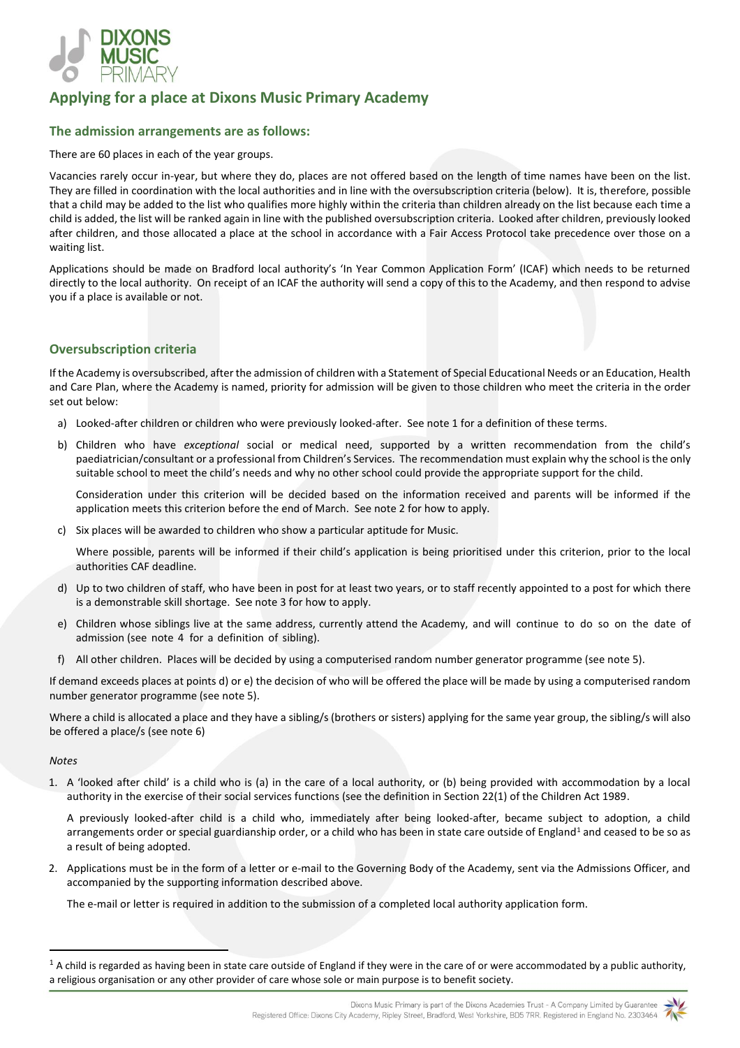# Applying for a place at Dixons Music Primary Academy

## The admission arrangements are as follows:

There are 60 places in each of the year groups.

Vacancies rarely occur in-year, but where they do, places are not offered based on the length of time names have been on the list. They are filled in coordination with the local authorities and in line with the oversubscription criteria (below). It is, therefore, possible that a child may be added to the list who qualifies more highly within the criteria than children already on the list because each time a child is added, the list will be ranked again in line with the published oversubscription criteria. Looked after children, previously looked after children, and those allocated a place at the school in accordance with a Fair Access Protocol take precedence over those on a waiting list.

Applications should be made on Bradford local authority's 'In Year Common Application Form' (ICAF) which needs to be returned directly to the local authority. On receipt of an ICAF the authority will send a copy of this to the Academy, and then respond to advise you if a place is available or not.

## Oversubscription criteria

If the Academy is oversubscribed, after the admission of children with a Statement of Special Educational Needs or an Education, Health and Care Plan, where the Academy is named, priority for admission will be given to those children who meet the criteria in the order set out below:

a) Looked-after children or children who were previously looked-after. See note 1 for a definition of these terms.

b) Children who have *exceptional* social or medical need, supported by a written recommendation from the child's paediatrician/consultant or a professional from Children's Services. The recommendation must explain why the school is the only suitable school to meet the child's needs and why no other school could provide the appropriate support for the child.

   Consideration under this criterion will be decided based on the information received and parents will be informed if the application meets this criterion before the end of March. See note 2 for how to apply.

c) Six places will be awarded to children who show a particular aptitude for Music.

   Where possible, parents will be informed if their child's application is being prioritised under this criterion, prior to the local authorities CAF deadline.

d) Up to two children of staff, who have been in post for at least two years, or to staff recently appointed to a post for which there is a demonstrable skill shortage. See note 3 for how to apply.

e) Children whose siblings live at the same address, currently attend the Academy, and will continue to do so on the date of admission (see note 4 for a definition of sibling).

f) All other children. Places will be decided by using a computerised random number generator programme (see note 5).

If demand exceeds places at points d) or e) the decision of who will be offered the place will be made by using a computerised random number generator programme (see note 5).

Where a child is allocated a place and they have a sibling/s (brothers or sisters) applying for the same year group, the sibling/s will also be offered a place/s (see note 6)

*Notes*

1. A 'looked after child' is a child who is (a) in the care of a local authority, or (b) being provided with accommodation by a local authority in the exercise of their social services functions (see the definition in Section 22(1) of the Children Act 1989.

   A previously looked-after child is a child who, immediately after being looked-after, became subject to adoption, a child arrangements order or special guardianship order, or a child who has been in state care outside of England[1] and ceased to be so as a result of being adopted.

2. Applications must be in the form of a letter or e-mail to the Governing Body of the Academy, sent via the Admissions Officer, and accompanied by the supporting information described above.

   The e-mail or letter is required in addition to the submission of a completed local authority application form.

---

[1] A child is regarded as having been in state care outside of England if they were in the care of or were accommodated by a public authority, a religious organisation or any other provider of care whose sole or main purpose is to benefit society.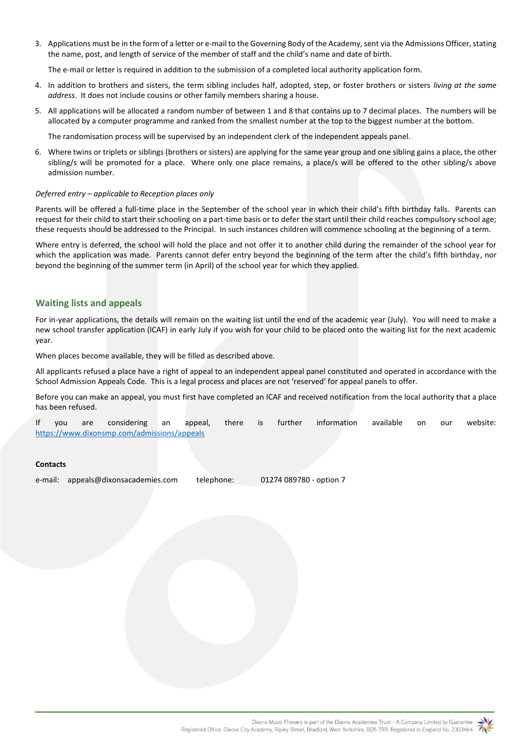3. Applications must be in the form of a letter or e-mail to the Governing Body of the Academy, sent via the Admissions Officer, stating the name, post, and length of service of the member of staff and the child's name and date of birth.

   The e-mail or letter is required in addition to the submission of a completed local authority application form.

4. In addition to brothers and sisters, the term sibling includes half, adopted, step, or foster brothers or sisters *living at the same address*. It does not include cousins or other family members sharing a house.

5. All applications will be allocated a random number of between 1 and 8 that contains up to 7 decimal places. The numbers will be allocated by a computer programme and ranked from the smallest number at the top to the biggest number at the bottom.

   The randomisation process will be supervised by an independent clerk of the independent appeals panel.

6. Where twins or triplets or siblings (brothers or sisters) are applying for the same year group and one sibling gains a place, the other sibling/s will be promoted for a place. Where only one place remains, a place/s will be offered to the other sibling/s above admission number.

*Deferred entry – applicable to Reception places only*

Parents will be offered a full-time place in the September of the school year in which their child's fifth birthday falls. Parents can request for their child to start their schooling on a part-time basis or to defer the start until their child reaches compulsory school age; these requests should be addressed to the Principal. In such instances children will commence schooling at the beginning of a term.

Where entry is deferred, the school will hold the place and not offer it to another child during the remainder of the school year for which the application was made. Parents cannot defer entry beyond the beginning of the term after the child's fifth birthday, nor beyond the beginning of the summer term (in April) of the school year for which they applied.

## Waiting lists and appeals

For in-year applications, the details will remain on the waiting list until the end of the academic year (July). You will need to make a new school transfer application (ICAF) in early July if you wish for your child to be placed onto the waiting list for the next academic year.

When places become available, they will be filled as described above.

All applicants refused a place have a right of appeal to an independent appeal panel constituted and operated in accordance with the School Admission Appeals Code. This is a legal process and places are not 'reserved' for appeal panels to offer.

Before you can make an appeal, you must first have completed an ICAF and received notification from the local authority that a place has been refused.

If you are considering an appeal, there is further information available on our website: https://www.dixonsmp.com/admissions/appeals

**Contacts**

e-mail: appeals@dixonsacademies.com telephone: 01274 089780 - option 7